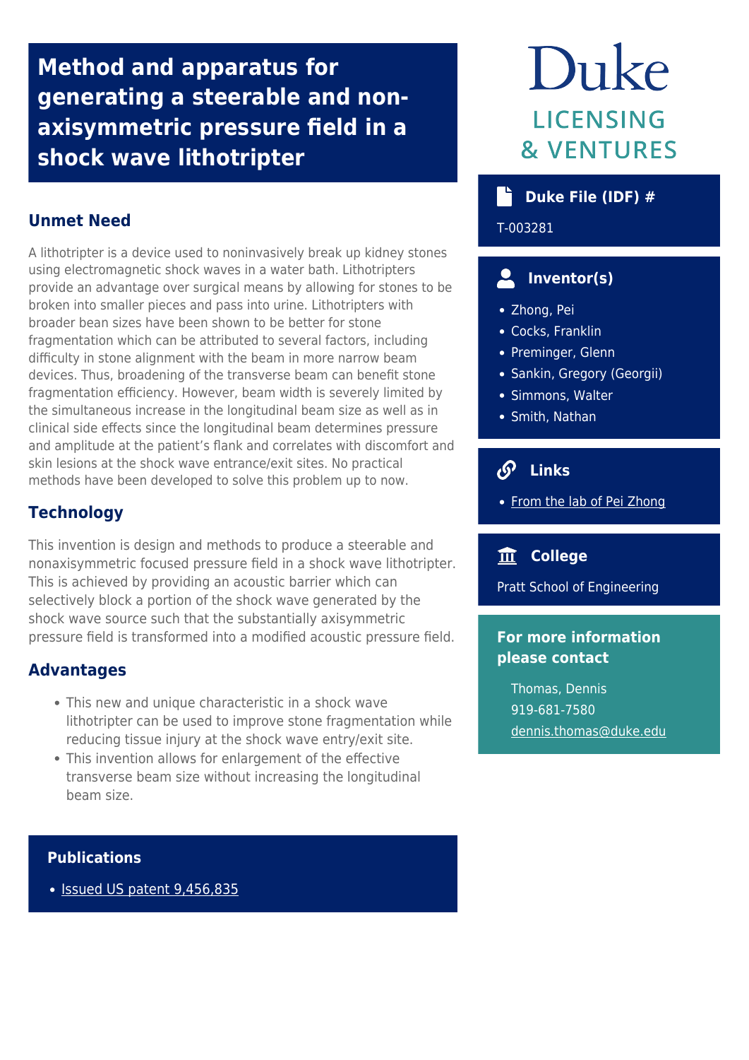# Method and apparatus for generating a steerable and non-axisymmetric pressure field in a shock wave lithotripter

## Unmet Need

A lithotripter is a device used to noninvasively break up kidney stones using electromagnetic shock waves in a water bath. Lithotripters provide an advantage over surgical means by allowing for stones to be broken into smaller pieces and pass into urine. Lithotripters with broader bean sizes have been shown to be better for stone fragmentation which can be attributed to several factors, including difficulty in stone alignment with the beam in more narrow beam devices. Thus, broadening of the transverse beam can benefit stone fragmentation efficiency. However, beam width is severely limited by the simultaneous increase in the longitudinal beam size as well as in clinical side effects since the longitudinal beam determines pressure and amplitude at the patient's flank and correlates with discomfort and skin lesions at the shock wave entrance/exit sites. No practical methods have been developed to solve this problem up to now.

## Technology

This invention is design and methods to produce a steerable and nonaxisymmetric focused pressure field in a shock wave lithotripter. This is achieved by providing an acoustic barrier which can selectively block a portion of the shock wave generated by the shock wave source such that the substantially axisymmetric pressure field is transformed into a modified acoustic pressure field.

## Advantages

- This new and unique characteristic in a shock wave lithotripter can be used to improve stone fragmentation while reducing tissue injury at the shock wave entry/exit site.
- This invention allows for enlargement of the effective transverse beam size without increasing the longitudinal beam size.

### Publications

- Issued US patent 9,456,835

Duke LICENSING & VENTURES

### Duke File (IDF) #

T-003281

### Inventor(s)

- Zhong, Pei
- Cocks, Franklin
- Preminger, Glenn
- Sankin, Gregory (Georgii)
- Simmons, Walter
- Smith, Nathan

### Links

- From the lab of Pei Zhong

### College

Pratt School of Engineering

### For more information please contact

Thomas, Dennis
919-681-7580
dennis.thomas@duke.edu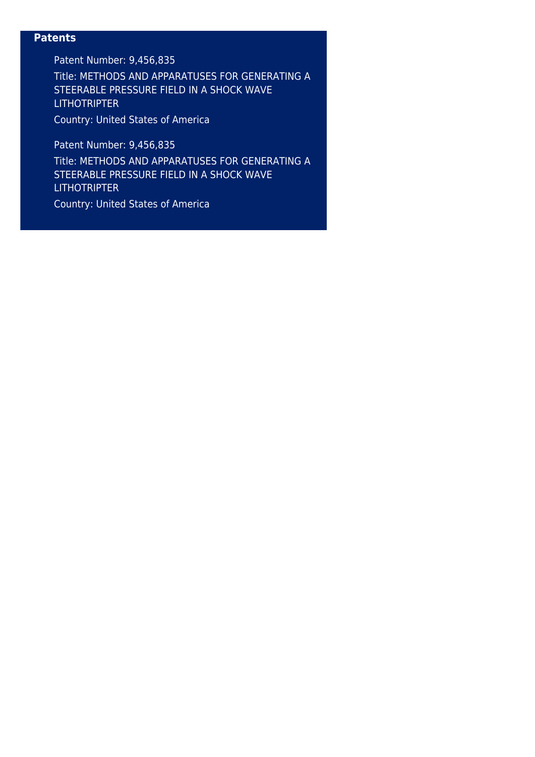## Patents

Patent Number: 9,456,835

Title: METHODS AND APPARATUSES FOR GENERATING A STEERABLE PRESSURE FIELD IN A SHOCK WAVE LITHOTRIPTER

Country: United States of America

Patent Number: 9,456,835

Title: METHODS AND APPARATUSES FOR GENERATING A STEERABLE PRESSURE FIELD IN A SHOCK WAVE LITHOTRIPTER

Country: United States of America